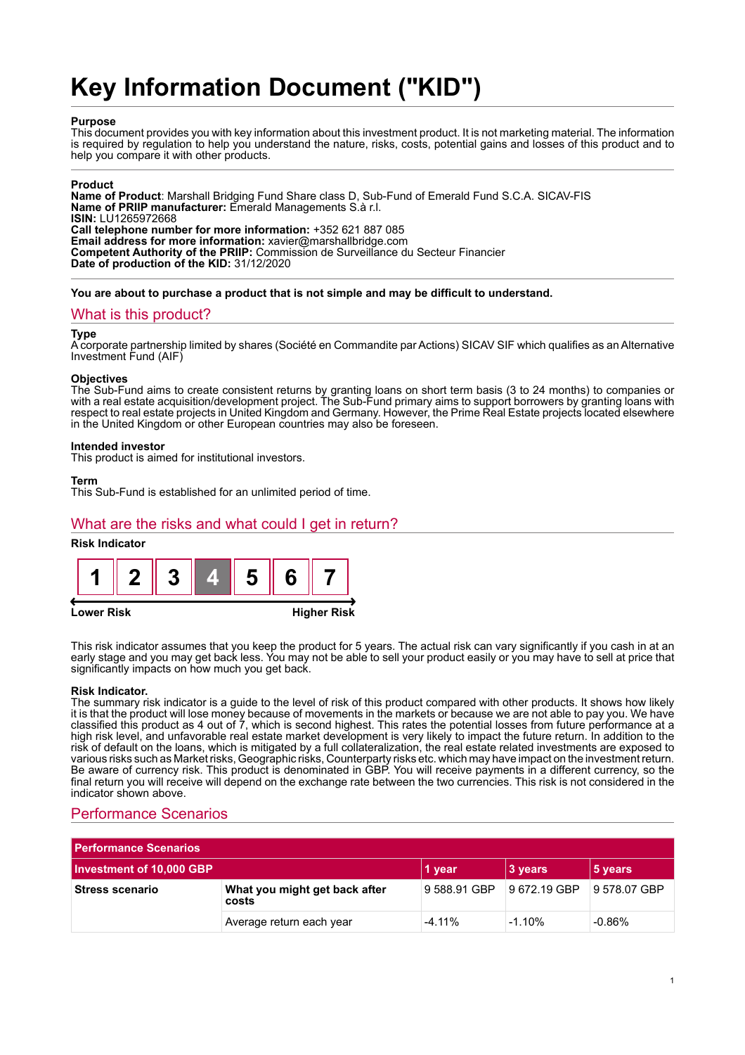# Key Information Document ("KID")

**Purpose**
This document provides you with key information about this investment product. It is not marketing material. The information is required by regulation to help you understand the nature, risks, costs, potential gains and losses of this product and to help you compare it with other products.

**Product**
**Name of Product**: Marshall Bridging Fund Share class D, Sub-Fund of Emerald Fund S.C.A. SICAV-FIS
**Name of PRIIP manufacturer:** Emerald Managements S.à r.l.
**ISIN:** LU1265972668
**Call telephone number for more information:** +352 621 887 085
**Email address for more information:** xavier@marshallbridge.com
**Competent Authority of the PRIIP:** Commission de Surveillance du Secteur Financier
**Date of production of the KID:** 31/12/2020

**You are about to purchase a product that is not simple and may be difficult to understand.**

## What is this product?

**Type**
A corporate partnership limited by shares (Société en Commandite par Actions) SICAV SIF which qualifies as an Alternative Investment Fund (AIF)

**Objectives**
The Sub-Fund aims to create consistent returns by granting loans on short term basis (3 to 24 months) to companies or with a real estate acquisition/development project. The Sub-Fund primary aims to support borrowers by granting loans with respect to real estate projects in United Kingdom and Germany. However, the Prime Real Estate projects located elsewhere in the United Kingdom or other European countries may also be foreseen.

**Intended investor**
This product is aimed for institutional investors.

**Term**
This Sub-Fund is established for an unlimited period of time.

## What are the risks and what could I get in return?

**Risk Indicator**

| 1 | 2 | 3 | **4** | 5 | 6 | 7 |
|---|---|---|---|---|---|---|

Lower Risk → Higher Risk

This risk indicator assumes that you keep the product for 5 years. The actual risk can vary significantly if you cash in at an early stage and you may get back less. You may not be able to sell your product easily or you may have to sell at price that significantly impacts on how much you get back.

**Risk Indicator.**
The summary risk indicator is a guide to the level of risk of this product compared with other products. It shows how likely it is that the product will lose money because of movements in the markets or because we are not able to pay you. We have classified this product as 4 out of 7, which is second highest. This rates the potential losses from future performance at a high risk level, and unfavorable real estate market development is very likely to impact the future return. In addition to the risk of default on the loans, which is mitigated by a full collateralization, the real estate related investments are exposed to various risks such as Market risks, Geographic risks, Counterparty risks etc. which may have impact on the investment return. Be aware of currency risk. This product is denominated in GBP. You will receive payments in a different currency, so the final return you will receive will depend on the exchange rate between the two currencies. This risk is not considered in the indicator shown above.

## Performance Scenarios

| Performance Scenarios | | | | |
|---|---|---|---|---|
| **Investment of 10,000 GBP** | | **1 year** | **3 years** | **5 years** |
| **Stress scenario** | **What you might get back after costs** | 9 588.91 GBP | 9 672.19 GBP | 9 578.07 GBP |
| | Average return each year | -4.11% | -1.10% | -0.86% |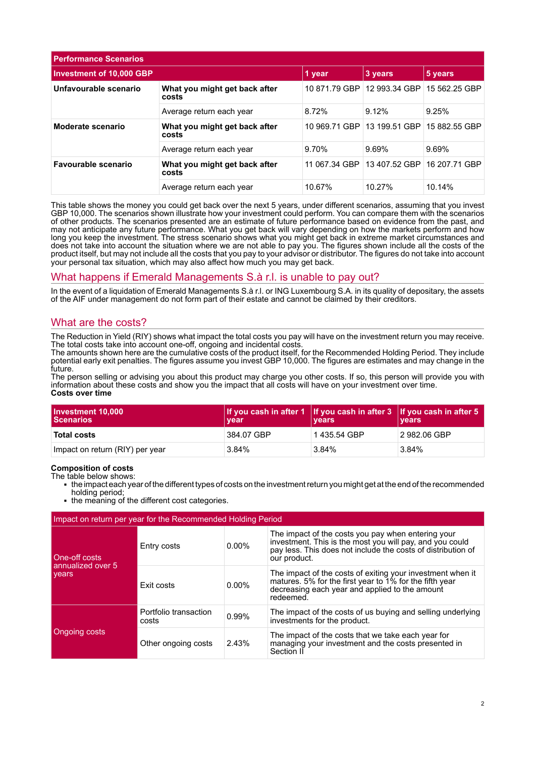| Performance Scenarios | | | | |
|---|---|---|---|---|
| **Investment of 10,000 GBP** | | **1 year** | **3 years** | **5 years** |
| **Unfavourable scenario** | **What you might get back after costs** | 10 871.79 GBP | 12 993.34 GBP | 15 562.25 GBP |
| | Average return each year | 8.72% | 9.12% | 9.25% |
| **Moderate scenario** | **What you might get back after costs** | 10 969.71 GBP | 13 199.51 GBP | 15 882.55 GBP |
| | Average return each year | 9.70% | 9.69% | 9.69% |
| **Favourable scenario** | **What you might get back after costs** | 11 067.34 GBP | 13 407.52 GBP | 16 207.71 GBP |
| | Average return each year | 10.67% | 10.27% | 10.14% |

This table shows the money you could get back over the next 5 years, under different scenarios, assuming that you invest GBP 10,000. The scenarios shown illustrate how your investment could perform. You can compare them with the scenarios of other products. The scenarios presented are an estimate of future performance based on evidence from the past, and may not anticipate any future performance. What you get back will vary depending on how the markets perform and how long you keep the investment. The stress scenario shows what you might get back in extreme market circumstances and does not take into account the situation where we are not able to pay you. The figures shown include all the costs of the product itself, but may not include all the costs that you pay to your advisor or distributor. The figures do not take into account your personal tax situation, which may also affect how much you may get back.

## What happens if Emerald Managements S.à r.l. is unable to pay out?

In the event of a liquidation of Emerald Managements S.à r.l. or ING Luxembourg S.A. in its quality of depositary, the assets of the AIF under management do not form part of their estate and cannot be claimed by their creditors.

## What are the costs?

The Reduction in Yield (RIY) shows what impact the total costs you pay will have on the investment return you may receive. The total costs take into account one-off, ongoing and incidental costs.
The amounts shown here are the cumulative costs of the product itself, for the Recommended Holding Period. They include potential early exit penalties. The figures assume you invest GBP 10,000. The figures are estimates and may change in the future.
The person selling or advising you about this product may charge you other costs. If so, this person will provide you with information about these costs and show you the impact that all costs will have on your investment over time.
**Costs over time**

| Investment 10,000 Scenarios | If you cash in after 1 year | If you cash in after 3 years | If you cash in after 5 years |
|---|---|---|---|
| **Total costs** | 384.07 GBP | 1 435.54 GBP | 2 982.06 GBP |
| Impact on return (RIY) per year | 3.84% | 3.84% | 3.84% |

**Composition of costs**
The table below shows:

- the impact each year of the different types of costs on the investment return you might get at the end of the recommended holding period;
- the meaning of the different cost categories.

| Impact on return per year for the Recommended Holding Period | | | |
|---|---|---|---|
| One-off costs annualized over 5 years | Entry costs | 0.00% | The impact of the costs you pay when entering your investment. This is the most you will pay, and you could pay less. This does not include the costs of distribution of our product. |
| | Exit costs | 0.00% | The impact of the costs of exiting your investment when it matures. 5% for the first year to 1% for the fifth year decreasing each year and applied to the amount redeemed. |
| Ongoing costs | Portfolio transaction costs | 0.99% | The impact of the costs of us buying and selling underlying investments for the product. |
| | Other ongoing costs | 2.43% | The impact of the costs that we take each year for managing your investment and the costs presented in Section II |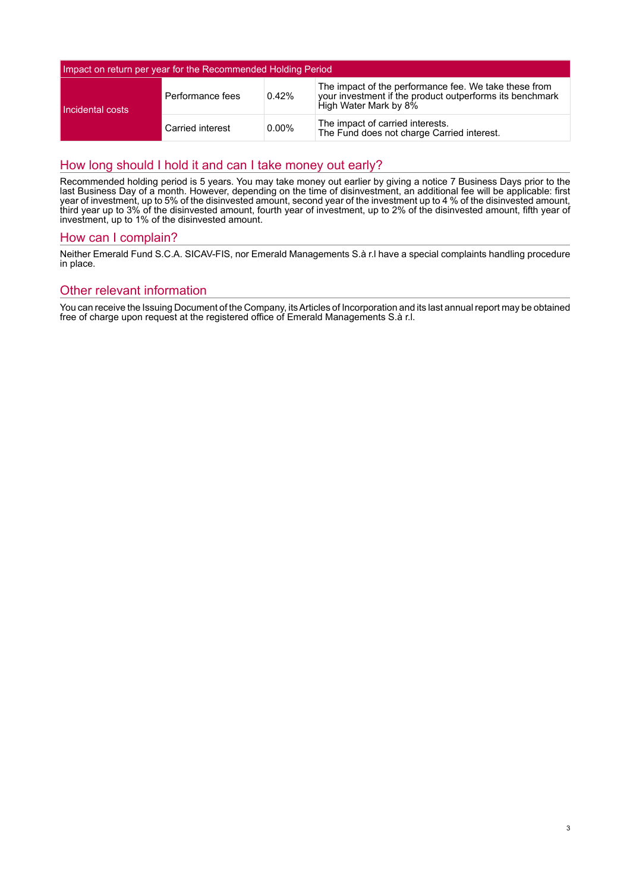| Impact on return per year for the Recommended Holding Period | | | |
|---|---|---|---|
| Incidental costs | Performance fees | 0.42% | The impact of the performance fee. We take these from your investment if the product outperforms its benchmark High Water Mark by 8% |
| | Carried interest | 0.00% | The impact of carried interests. The Fund does not charge Carried interest. |

## How long should I hold it and can I take money out early?

Recommended holding period is 5 years. You may take money out earlier by giving a notice 7 Business Days prior to the last Business Day of a month. However, depending on the time of disinvestment, an additional fee will be applicable: first year of investment, up to 5% of the disinvested amount, second year of the investment up to 4 % of the disinvested amount, third year up to 3% of the disinvested amount, fourth year of investment, up to 2% of the disinvested amount, fifth year of investment, up to 1% of the disinvested amount.

## How can I complain?

Neither Emerald Fund S.C.A. SICAV-FIS, nor Emerald Managements S.à r.l have a special complaints handling procedure in place.

## Other relevant information

You can receive the Issuing Document of the Company, its Articles of Incorporation and its last annual report may be obtained free of charge upon request at the registered office of Emerald Managements S.à r.l.